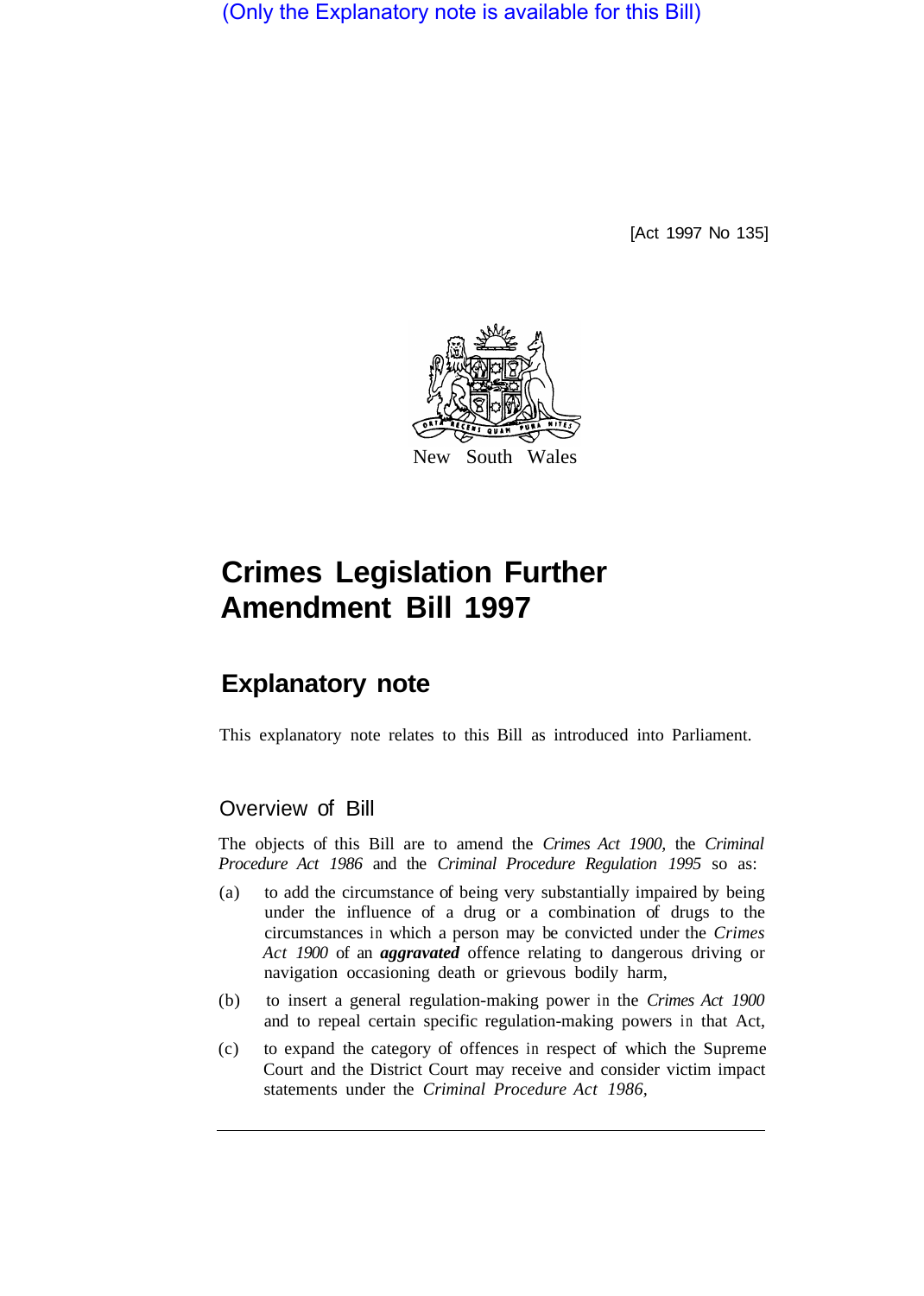(Only the Explanatory note is available for this Bill)

[Act 1997 No 135]

New South Wales

# Crimes Legislation Further Amendment Bill 1997

## Explanatory note

This explanatory note relates to this Bill as introduced into Parliament.

### Overview of Bill

The objects of this Bill are to amend the *Crimes Act 1900*, the *Criminal Procedure Act 1986* and the *Criminal Procedure Regulation 1995* so as:

(a) to add the circumstance of being very substantially impaired by being under the influence of a drug or a combination of drugs to the circumstances in which a person may be convicted under the *Crimes Act 1900* of an ***aggravated*** offence relating to dangerous driving or navigation occasioning death or grievous bodily harm,

(b) to insert a general regulation-making power in the *Crimes Act 1900* and to repeal certain specific regulation-making powers in that Act,

(c) to expand the category of offences in respect of which the Supreme Court and the District Court may receive and consider victim impact statements under the *Criminal Procedure Act 1986*,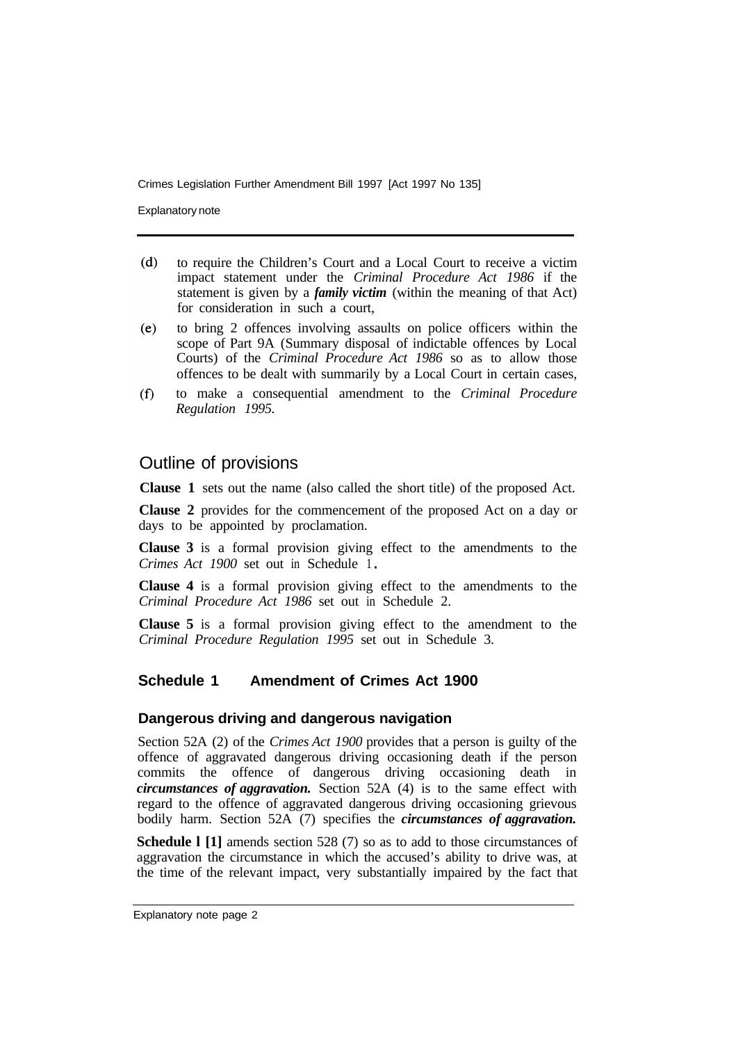(d) to require the Children's Court and a Local Court to receive a victim impact statement under the *Criminal Procedure Act 1986* if the statement is given by a ***family victim*** (within the meaning of that Act) for consideration in such a court,

(e) to bring 2 offences involving assaults on police officers within the scope of Part 9A (Summary disposal of indictable offences by Local Courts) of the *Criminal Procedure Act 1986* so as to allow those offences to be dealt with summarily by a Local Court in certain cases,

(f) to make a consequential amendment to the *Criminal Procedure Regulation 1995.*

## Outline of provisions

**Clause 1** sets out the name (also called the short title) of the proposed Act.

**Clause 2** provides for the commencement of the proposed Act on a day or days to be appointed by proclamation.

**Clause 3** is a formal provision giving effect to the amendments to the *Crimes Act 1900* set out in Schedule 1.

**Clause 4** is a formal provision giving effect to the amendments to the *Criminal Procedure Act 1986* set out in Schedule 2.

**Clause 5** is a formal provision giving effect to the amendment to the *Criminal Procedure Regulation 1995* set out in Schedule 3.

### Schedule 1 Amendment of Crimes Act 1900

#### Dangerous driving and dangerous navigation

Section 52A (2) of the *Crimes Act 1900* provides that a person is guilty of the offence of aggravated dangerous driving occasioning death if the person commits the offence of dangerous driving occasioning death in ***circumstances of aggravation.*** Section 52A (4) is to the same effect with regard to the offence of aggravated dangerous driving occasioning grievous bodily harm. Section 52A (7) specifies the ***circumstances of aggravation.***

**Schedule l [1]** amends section 528 (7) so as to add to those circumstances of aggravation the circumstance in which the accused's ability to drive was, at the time of the relevant impact, very substantially impaired by the fact that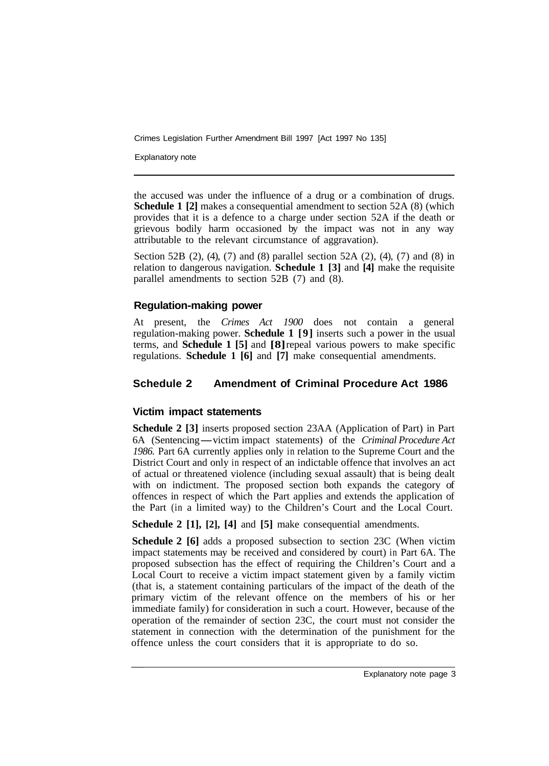the accused was under the influence of a drug or a combination of drugs. **Schedule 1 [2]** makes a consequential amendment to section 52A (8) (which provides that it is a defence to a charge under section 52A if the death or grievous bodily harm occasioned by the impact was not in any way attributable to the relevant circumstance of aggravation).

Section 52B (2), (4), (7) and (8) parallel section 52A (2), (4), (7) and (8) in relation to dangerous navigation. **Schedule 1 [3]** and **[4]** make the requisite parallel amendments to section 52B (7) and (8).

### Regulation-making power

At present, the *Crimes Act 1900* does not contain a general regulation-making power. **Schedule 1 [9]** inserts such a power in the usual terms, and **Schedule 1 [5]** and **[8]** repeal various powers to make specific regulations. **Schedule 1 [6]** and **[7]** make consequential amendments.

## Schedule 2 Amendment of Criminal Procedure Act 1986

### Victim impact statements

**Schedule 2 [3]** inserts proposed section 23AA (Application of Part) in Part 6A (Sentencing—victim impact statements) of the *Criminal Procedure Act 1986*. Part 6A currently applies only in relation to the Supreme Court and the District Court and only in respect of an indictable offence that involves an act of actual or threatened violence (including sexual assault) that is being dealt with on indictment. The proposed section both expands the category of offences in respect of which the Part applies and extends the application of the Part (in a limited way) to the Children's Court and the Local Court.

**Schedule 2 [1], [2], [4]** and **[5]** make consequential amendments.

**Schedule 2 [6]** adds a proposed subsection to section 23C (When victim impact statements may be received and considered by court) in Part 6A. The proposed subsection has the effect of requiring the Children's Court and a Local Court to receive a victim impact statement given by a family victim (that is, a statement containing particulars of the impact of the death of the primary victim of the relevant offence on the members of his or her immediate family) for consideration in such a court. However, because of the operation of the remainder of section 23C, the court must not consider the statement in connection with the determination of the punishment for the offence unless the court considers that it is appropriate to do so.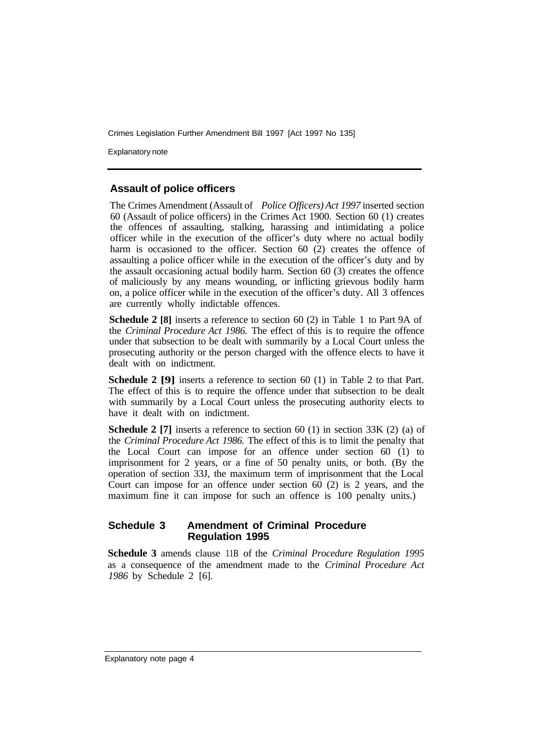## Assault of police officers

The Crimes Amendment (Assault of *Police Officers) Act 1997* inserted section 60 (Assault of police officers) in the Crimes Act 1900. Section 60 (1) creates the offences of assaulting, stalking, harassing and intimidating a police officer while in the execution of the officer's duty where no actual bodily harm is occasioned to the officer. Section 60 (2) creates the offence of assaulting a police officer while in the execution of the officer's duty and by the assault occasioning actual bodily harm. Section 60 (3) creates the offence of maliciously by any means wounding, or inflicting grievous bodily harm on, a police officer while in the execution of the officer's duty. All 3 offences are currently wholly indictable offences.

**Schedule 2 [8]** inserts a reference to section 60 (2) in Table 1 to Part 9A of the *Criminal Procedure Act 1986.* The effect of this is to require the offence under that subsection to be dealt with summarily by a Local Court unless the prosecuting authority or the person charged with the offence elects to have it dealt with on indictment.

**Schedule 2 [9]** inserts a reference to section 60 (1) in Table 2 to that Part. The effect of this is to require the offence under that subsection to be dealt with summarily by a Local Court unless the prosecuting authority elects to have it dealt with on indictment.

**Schedule 2 [7]** inserts a reference to section 60 (1) in section 33K (2) (a) of the *Criminal Procedure Act 1986.* The effect of this is to limit the penalty that the Local Court can impose for an offence under section 60 (1) to imprisonment for 2 years, or a fine of 50 penalty units, or both. (By the operation of section 33J, the maximum term of imprisonment that the Local Court can impose for an offence under section 60 (2) is 2 years, and the maximum fine it can impose for such an offence is 100 penalty units.)

## Schedule 3 Amendment of Criminal Procedure Regulation 1995

**Schedule 3** amends clause 11B of the *Criminal Procedure Regulation 1995* as a consequence of the amendment made to the *Criminal Procedure Act 1986* by Schedule 2 [6].